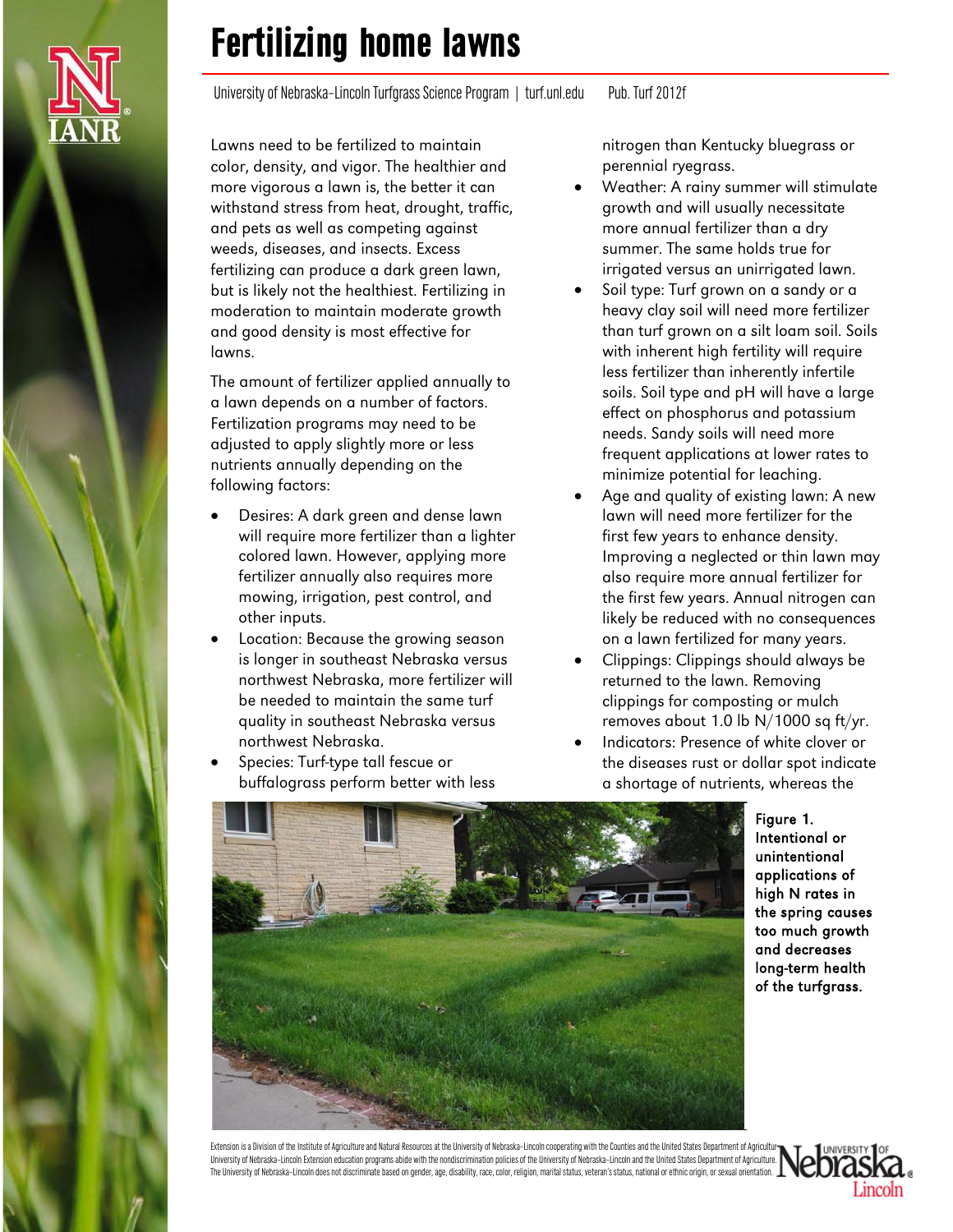# Fertilizing home lawns

University of Nebraska-Lincoln Turfgrass Science Program | turf.unl.edu    Pub. Turf 2012f

Lawns need to be fertilized to maintain color, density, and vigor. The healthier and more vigorous a lawn is, the better it can withstand stress from heat, drought, traffic, and pets as well as competing against weeds, diseases, and insects. Excess fertilizing can produce a dark green lawn, but is likely not the healthiest. Fertilizing in moderation to maintain moderate growth and good density is most effective for lawns.

The amount of fertilizer applied annually to a lawn depends on a number of factors. Fertilization programs may need to be adjusted to apply slightly more or less nutrients annually depending on the following factors:

- Desires: A dark green and dense lawn will require more fertilizer than a lighter colored lawn. However, applying more fertilizer annually also requires more mowing, irrigation, pest control, and other inputs.
- Location: Because the growing season is longer in southeast Nebraska versus northwest Nebraska, more fertilizer will be needed to maintain the same turf quality in southeast Nebraska versus northwest Nebraska.
- Species: Turf-type tall fescue or buffalograss perform better with less nitrogen than Kentucky bluegrass or perennial ryegrass.
- Weather: A rainy summer will stimulate growth and will usually necessitate more annual fertilizer than a dry summer. The same holds true for irrigated versus an unirrigated lawn.
- Soil type: Turf grown on a sandy or a heavy clay soil will need more fertilizer than turf grown on a silt loam soil. Soils with inherent high fertility will require less fertilizer than inherently infertile soils. Soil type and pH will have a large effect on phosphorus and potassium needs. Sandy soils will need more frequent applications at lower rates to minimize potential for leaching.
- Age and quality of existing lawn: A new lawn will need more fertilizer for the first few years to enhance density. Improving a neglected or thin lawn may also require more annual fertilizer for the first few years. Annual nitrogen can likely be reduced with no consequences on a lawn fertilized for many years.
- Clippings: Clippings should always be returned to the lawn. Removing clippings for composting or mulch removes about 1.0 lb N/1000 sq ft/yr.
- Indicators: Presence of white clover or the diseases rust or dollar spot indicate a shortage of nutrients, whereas the

**Figure 1. Intentional or unintentional applications of high N rates in the spring causes too much growth and decreases long-term health of the turfgrass.**

Extension is a Division of the Institute of Agriculture and Natural Resources at the University of Nebraska-Lincoln cooperating with the Counties and the United States Department of Agriculture. University of Nebraska-Lincoln Extension education programs abide with the nondiscrimination policies of the University of Nebraska-Lincoln and the United States Department of Agriculture. The University of Nebraska-Lincoln does not discriminate based on gender, age, disability, race, color, religion, marital status, veteran's status, national or ethnic origin, or sexual orientation.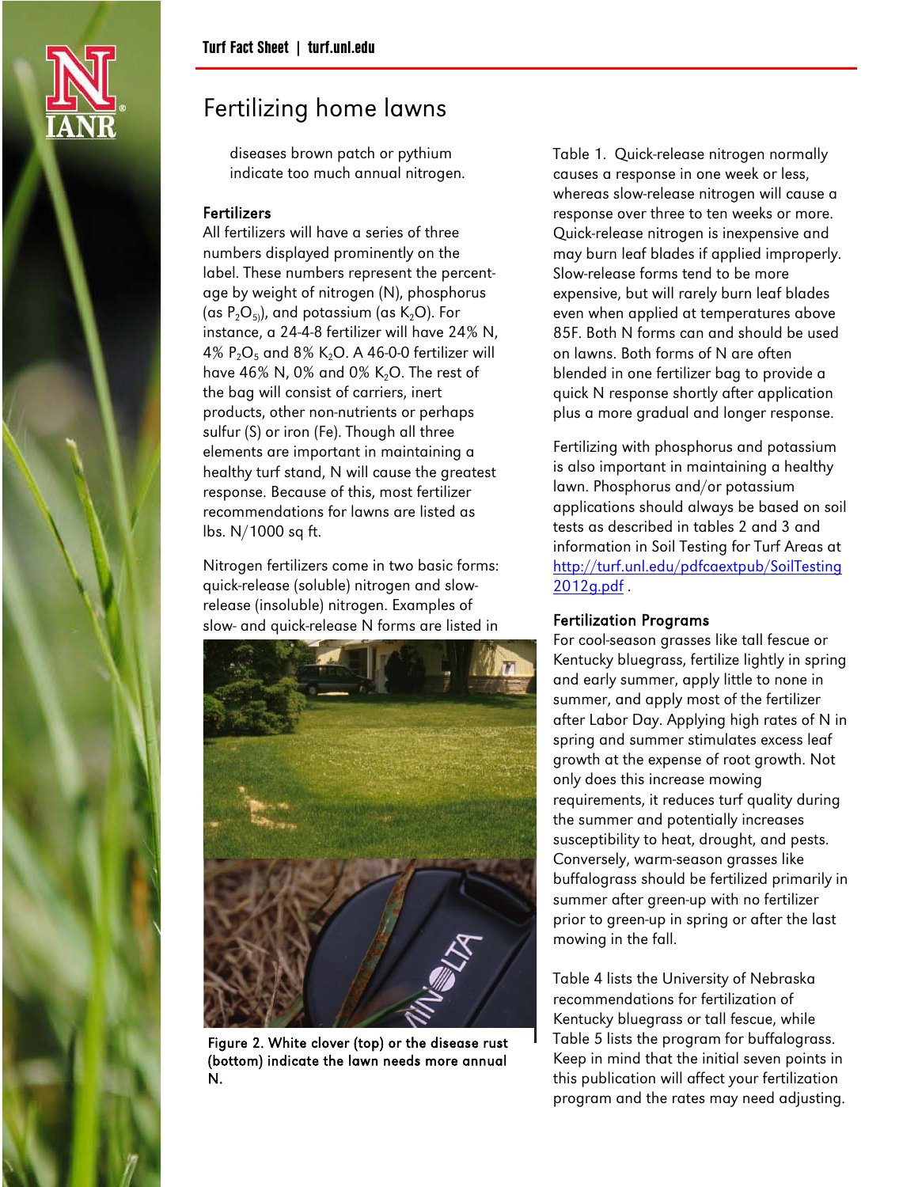# Fertilizing home lawns

diseases brown patch or pythium indicate too much annual nitrogen.

### Fertilizers

All fertilizers will have a series of three numbers displayed prominently on the label. These numbers represent the percentage by weight of nitrogen (N), phosphorus (as $P_2O_5$), and potassium (as $K_2O$). For instance, a 24-4-8 fertilizer will have 24% N, 4% $P_2O_5$ and 8% $K_2O$. A 46-0-0 fertilizer will have 46% N, 0% and 0% $K_2O$. The rest of the bag will consist of carriers, inert products, other non-nutrients or perhaps sulfur (S) or iron (Fe). Though all three elements are important in maintaining a healthy turf stand, N will cause the greatest response. Because of this, most fertilizer recommendations for lawns are listed as lbs. N/1000 sq ft.

Nitrogen fertilizers come in two basic forms: quick-release (soluble) nitrogen and slow-release (insoluble) nitrogen. Examples of slow- and quick-release N forms are listed in Table 1. Quick-release nitrogen normally causes a response in one week or less, whereas slow-release nitrogen will cause a response over three to ten weeks or more. Quick-release nitrogen is inexpensive and may burn leaf blades if applied improperly. Slow-release forms tend to be more expensive, but will rarely burn leaf blades even when applied at temperatures above 85F. Both N forms can and should be used on lawns. Both forms of N are often blended in one fertilizer bag to provide a quick N response shortly after application plus a more gradual and longer response.

Figure 2. White clover (top) or the disease rust (bottom) indicate the lawn needs more annual N.

Fertilizing with phosphorus and potassium is also important in maintaining a healthy lawn. Phosphorus and/or potassium applications should always be based on soil tests as described in tables 2 and 3 and information in Soil Testing for Turf Areas at http://turf.unl.edu/pdfcaextpub/SoilTesting2012g.pdf .

### Fertilization Programs

For cool-season grasses like tall fescue or Kentucky bluegrass, fertilize lightly in spring and early summer, apply little to none in summer, and apply most of the fertilizer after Labor Day. Applying high rates of N in spring and summer stimulates excess leaf growth at the expense of root growth. Not only does this increase mowing requirements, it reduces turf quality during the summer and potentially increases susceptibility to heat, drought, and pests. Conversely, warm-season grasses like buffalograss should be fertilized primarily in summer after green-up with no fertilizer prior to green-up in spring or after the last mowing in the fall.

Table 4 lists the University of Nebraska recommendations for fertilization of Kentucky bluegrass or tall fescue, while Table 5 lists the program for buffalograss. Keep in mind that the initial seven points in this publication will affect your fertilization program and the rates may need adjusting.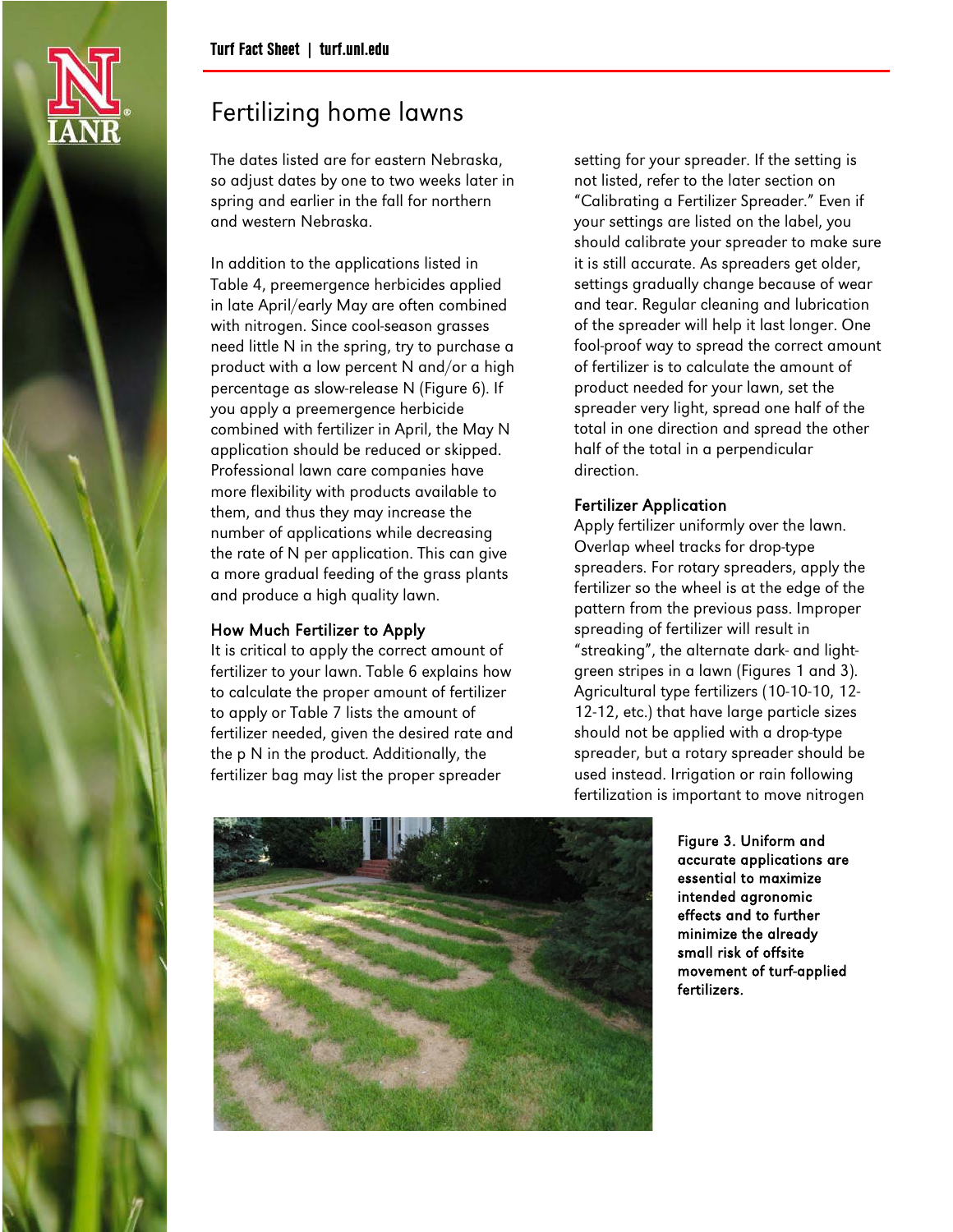# Fertilizing home lawns

The dates listed are for eastern Nebraska, so adjust dates by one to two weeks later in spring and earlier in the fall for northern and western Nebraska.

In addition to the applications listed in Table 4, preemergence herbicides applied in late April/early May are often combined with nitrogen. Since cool-season grasses need little N in the spring, try to purchase a product with a low percent N and/or a high percentage as slow-release N (Figure 6). If you apply a preemergence herbicide combined with fertilizer in April, the May N application should be reduced or skipped. Professional lawn care companies have more flexibility with products available to them, and thus they may increase the number of applications while decreasing the rate of N per application. This can give a more gradual feeding of the grass plants and produce a high quality lawn.

### How Much Fertilizer to Apply

It is critical to apply the correct amount of fertilizer to your lawn. Table 6 explains how to calculate the proper amount of fertilizer to apply or Table 7 lists the amount of fertilizer needed, given the desired rate and the p N in the product. Additionally, the fertilizer bag may list the proper spreader setting for your spreader. If the setting is not listed, refer to the later section on "Calibrating a Fertilizer Spreader." Even if your settings are listed on the label, you should calibrate your spreader to make sure it is still accurate. As spreaders get older, settings gradually change because of wear and tear. Regular cleaning and lubrication of the spreader will help it last longer. One fool-proof way to spread the correct amount of fertilizer is to calculate the amount of product needed for your lawn, set the spreader very light, spread one half of the total in one direction and spread the other half of the total in a perpendicular direction.

### Fertilizer Application

Apply fertilizer uniformly over the lawn. Overlap wheel tracks for drop-type spreaders. For rotary spreaders, apply the fertilizer so the wheel is at the edge of the pattern from the previous pass. Improper spreading of fertilizer will result in "streaking", the alternate dark- and light-green stripes in a lawn (Figures 1 and 3). Agricultural type fertilizers (10-10-10, 12-12-12, etc.) that have large particle sizes should not be applied with a drop-type spreader, but a rotary spreader should be used instead. Irrigation or rain following fertilization is important to move nitrogen

**Figure 3. Uniform and accurate applications are essential to maximize intended agronomic effects and to further minimize the already small risk of offsite movement of turf-applied fertilizers.**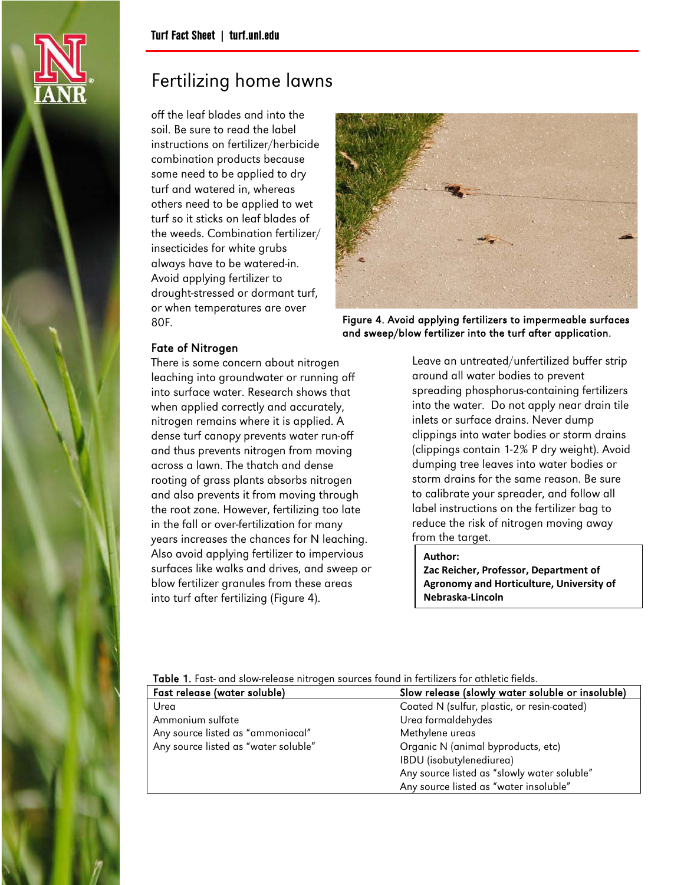# Fertilizing home lawns

off the leaf blades and into the soil. Be sure to read the label instructions on fertilizer/herbicide combination products because some need to be applied to dry turf and watered in, whereas others need to be applied to wet turf so it sticks on leaf blades of the weeds. Combination fertilizer/insecticides for white grubs always have to be watered-in. Avoid applying fertilizer to drought-stressed or dormant turf, or when temperatures are over 80F.

Figure 4. Avoid applying fertilizers to impermeable surfaces and sweep/blow fertilizer into the turf after application.

## Fate of Nitrogen

There is some concern about nitrogen leaching into groundwater or running off into surface water. Research shows that when applied correctly and accurately, nitrogen remains where it is applied. A dense turf canopy prevents water run-off and thus prevents nitrogen from moving across a lawn. The thatch and dense rooting of grass plants absorbs nitrogen and also prevents it from moving through the root zone. However, fertilizing too late in the fall or over-fertilization for many years increases the chances for N leaching. Also avoid applying fertilizer to impervious surfaces like walks and drives, and sweep or blow fertilizer granules from these areas into turf after fertilizing (Figure 4).

Leave an untreated/unfertilized buffer strip around all water bodies to prevent spreading phosphorus-containing fertilizers into the water. Do not apply near drain tile inlets or surface drains. Never dump clippings into water bodies or storm drains (clippings contain 1-2% P dry weight). Avoid dumping tree leaves into water bodies or storm drains for the same reason. Be sure to calibrate your spreader, and follow all label instructions on the fertilizer bag to reduce the risk of nitrogen moving away from the target.

**Author:**
**Zac Reicher, Professor, Department of Agronomy and Horticulture, University of Nebraska-Lincoln**

**Table 1.** Fast- and slow-release nitrogen sources found in fertilizers for athletic fields.

| Fast release (water soluble) | Slow release (slowly water soluble or insoluble) |
|---|---|
| Urea | Coated N (sulfur, plastic, or resin-coated) |
| Ammonium sulfate | Urea formaldehydes |
| Any source listed as "ammoniacal" | Methylene ureas |
| Any source listed as "water soluble" | Organic N (animal byproducts, etc) |
| | IBDU (isobutylenediurea) |
| | Any source listed as "slowly water soluble" |
| | Any source listed as "water insoluble" |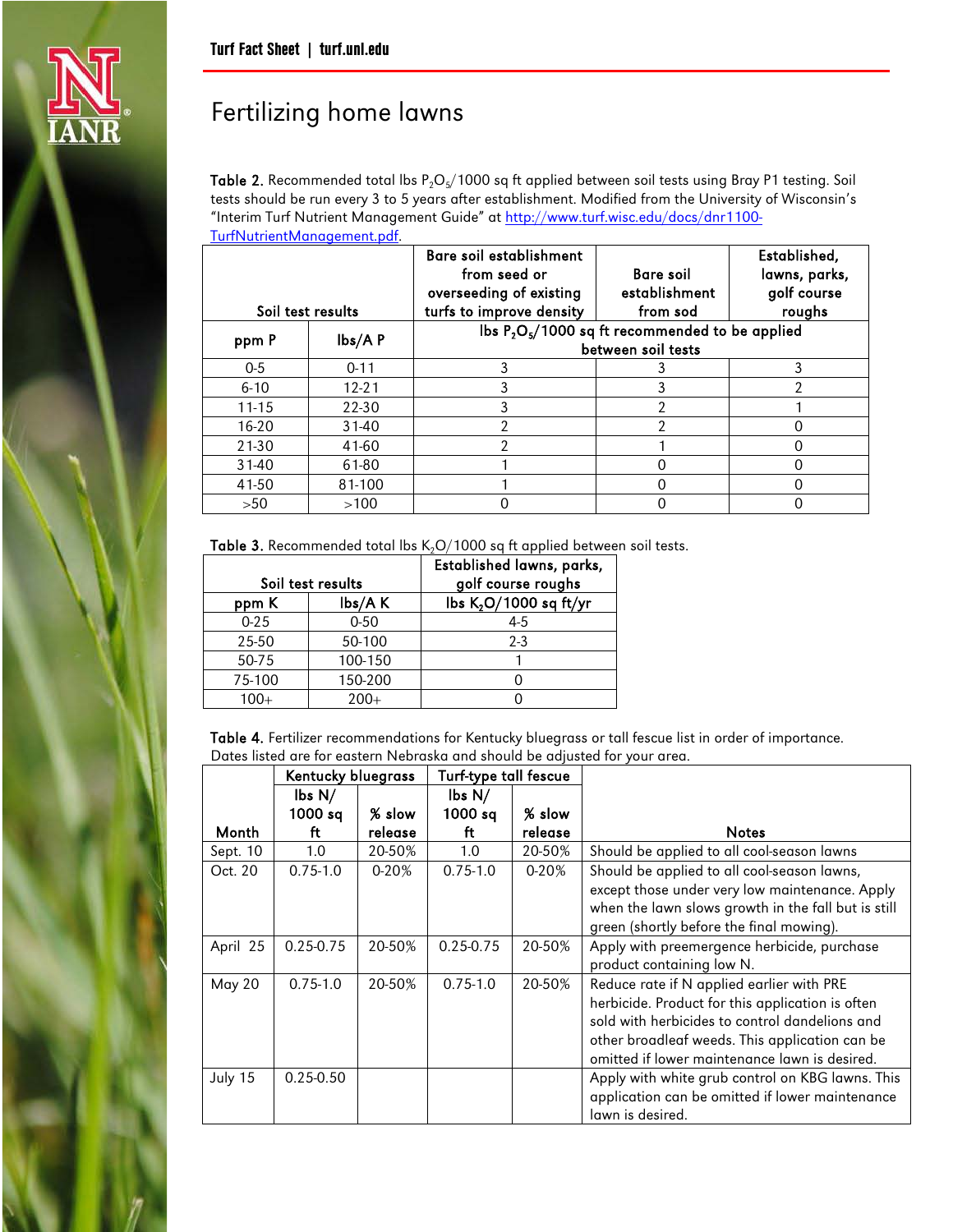# Fertilizing home lawns

**Table 2.** Recommended total lbs $P_2O_5$/1000 sq ft applied between soil tests using Bray P1 testing. Soil tests should be run every 3 to 5 years after establishment. Modified from the University of Wisconsin's "Interim Turf Nutrient Management Guide" at http://www.turf.wisc.edu/docs/dnr1100-TurfNutrientManagement.pdf.

| Soil test results | | Bare soil establishment from seed or overseeding of existing turfs to improve density | Bare soil establishment from sod | Established, lawns, parks, golf course roughs |
|---|---|---|---|---|
| ppm P | lbs/A P | lbs $P_2O_5$/1000 sq ft recommended to be applied between soil tests | | |
| 0-5 | 0-11 | 3 | 3 | 3 |
| 6-10 | 12-21 | 3 | 3 | 2 |
| 11-15 | 22-30 | 3 | 2 | 1 |
| 16-20 | 31-40 | 2 | 2 | 0 |
| 21-30 | 41-60 | 2 | 1 | 0 |
| 31-40 | 61-80 | 1 | 0 | 0 |
| 41-50 | 81-100 | 1 | 0 | 0 |
| >50 | >100 | 0 | 0 | 0 |

**Table 3.** Recommended total lbs $K_2O$/1000 sq ft applied between soil tests.

| Soil test results | | Established lawns, parks, golf course roughs |
|---|---|---|
| ppm K | lbs/A K | lbs $K_2O$/1000 sq ft/yr |
| 0-25 | 0-50 | 4-5 |
| 25-50 | 50-100 | 2-3 |
| 50-75 | 100-150 | 1 |
| 75-100 | 150-200 | 0 |
| 100+ | 200+ | 0 |

**Table 4.** Fertilizer recommendations for Kentucky bluegrass or tall fescue list in order of importance. Dates listed are for eastern Nebraska and should be adjusted for your area.

| | Kentucky bluegrass | | Turf-type tall fescue | | |
|---|---|---|---|---|---|
| Month | lbs N/ 1000 sq ft | % slow release | lbs N/ 1000 sq ft | % slow release | Notes |
| Sept. 10 | 1.0 | 20-50% | 1.0 | 20-50% | Should be applied to all cool-season lawns |
| Oct. 20 | 0.75-1.0 | 0-20% | 0.75-1.0 | 0-20% | Should be applied to all cool-season lawns, except those under very low maintenance. Apply when the lawn slows growth in the fall but is still green (shortly before the final mowing). |
| April 25 | 0.25-0.75 | 20-50% | 0.25-0.75 | 20-50% | Apply with preemergence herbicide, purchase product containing low N. |
| May 20 | 0.75-1.0 | 20-50% | 0.75-1.0 | 20-50% | Reduce rate if N applied earlier with PRE herbicide. Product for this application is often sold with herbicides to control dandelions and other broadleaf weeds. This application can be omitted if lower maintenance lawn is desired. |
| July 15 | 0.25-0.50 | | | | Apply with white grub control on KBG lawns. This application can be omitted if lower maintenance lawn is desired. |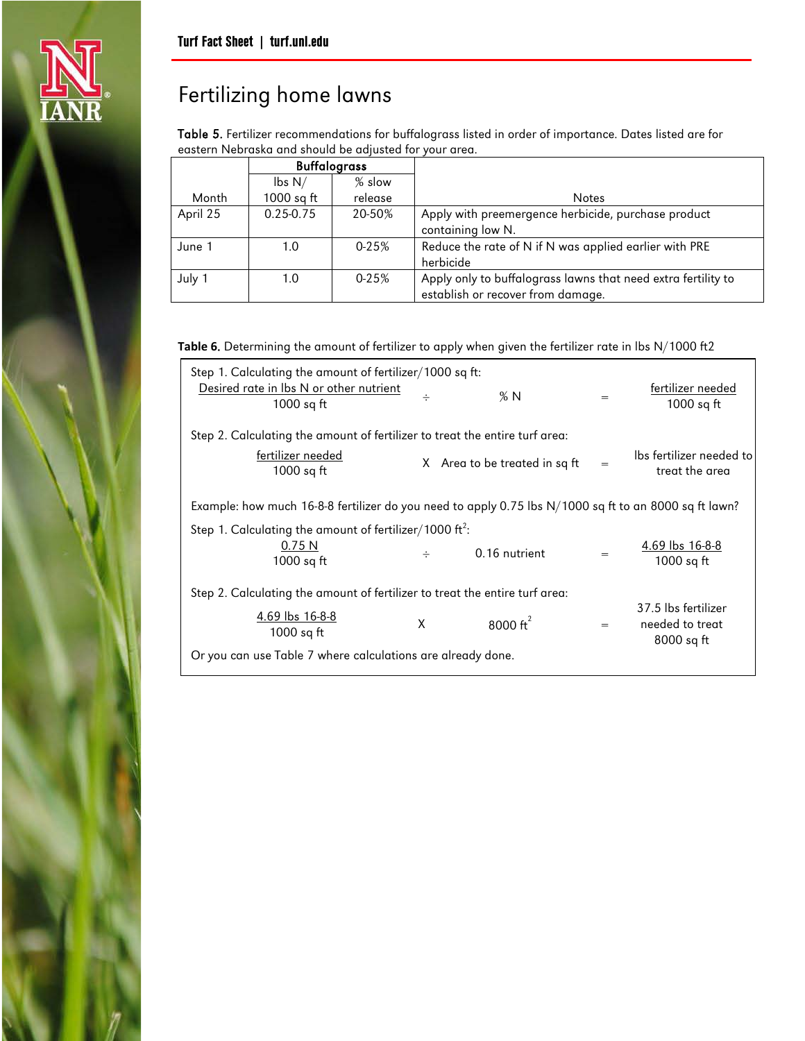# Fertilizing home lawns

**Table 5.** Fertilizer recommendations for buffalograss listed in order of importance. Dates listed are for eastern Nebraska and should be adjusted for your area.

| | Buffalograss | | |
|---|---|---|---|
| Month | lbs N/ 1000 sq ft | % slow release | Notes |
| April 25 | 0.25-0.75 | 20-50% | Apply with preemergence herbicide, purchase product containing low N. |
| June 1 | 1.0 | 0-25% | Reduce the rate of N if N was applied earlier with PRE herbicide |
| July 1 | 1.0 | 0-25% | Apply only to buffalograss lawns that need extra fertility to establish or recover from damage. |

**Table 6.** Determining the amount of fertilizer to apply when given the fertilizer rate in lbs N/1000 ft2

Step 1. Calculating the amount of fertilizer/1000 sq ft:

$$\frac{\text{Desired rate in lbs N or other nutrient}}{1000 \text{ sq ft}} \div \%\text{ N} = \frac{\text{fertilizer needed}}{1000 \text{ sq ft}}$$

Step 2. Calculating the amount of fertilizer to treat the entire turf area:

$$\frac{\text{fertilizer needed}}{1000 \text{ sq ft}} \times \text{Area to be treated in sq ft} = \text{lbs fertilizer needed to treat the area}$$

Example: how much 16-8-8 fertilizer do you need to apply 0.75 lbs N/1000 sq ft to an 8000 sq ft lawn?

Step 1. Calculating the amount of fertilizer/1000 ft$^2$:

$$\frac{0.75 \text{ N}}{1000 \text{ sq ft}} \div 0.16 \text{ nutrient} = \frac{4.69 \text{ lbs 16-8-8}}{1000 \text{ sq ft}}$$

Step 2. Calculating the amount of fertilizer to treat the entire turf area:

$$\frac{4.69 \text{ lbs 16-8-8}}{1000 \text{ sq ft}} \times 8000 \text{ ft}^2 = 37.5 \text{ lbs fertilizer needed to treat 8000 sq ft}$$

Or you can use Table 7 where calculations are already done.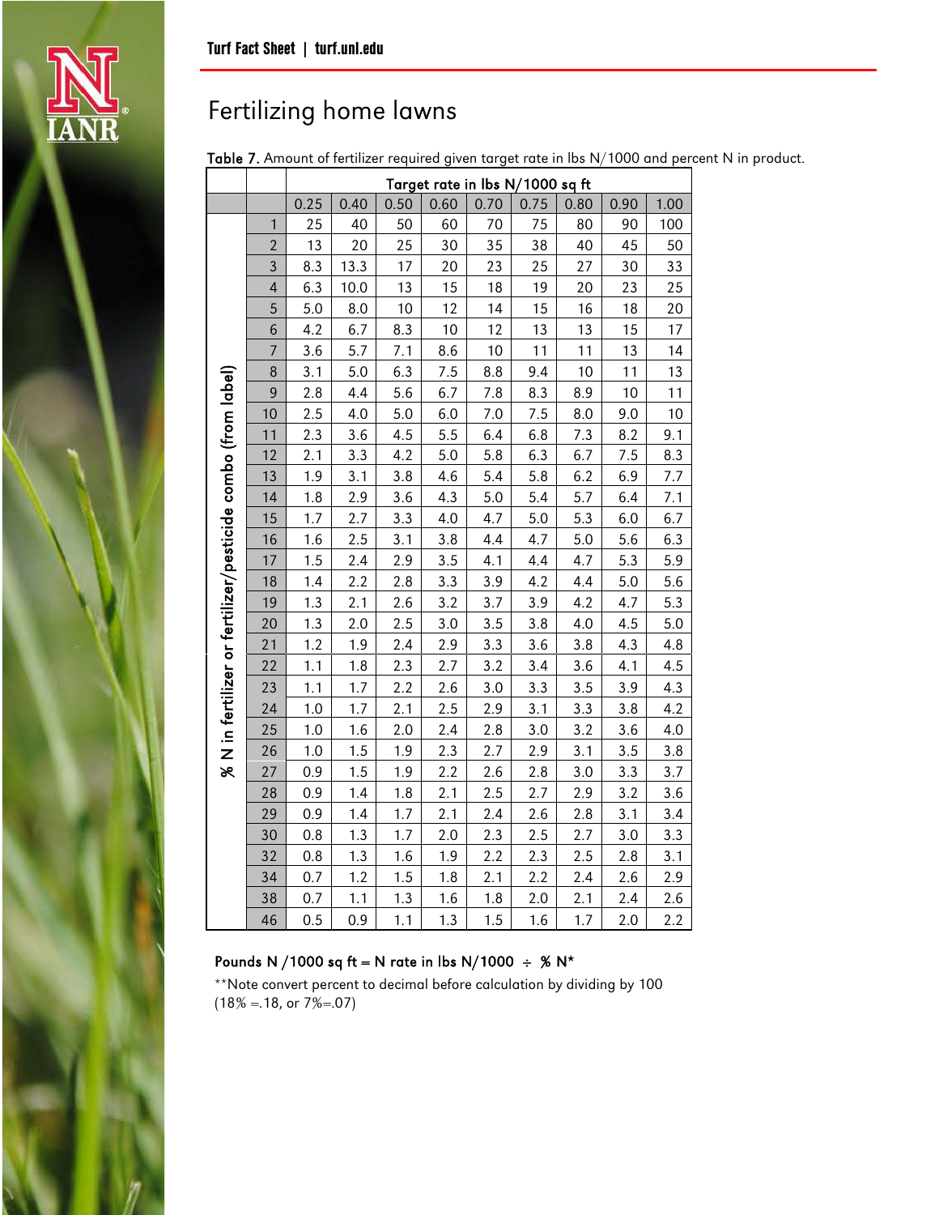# Fertilizing home lawns

**Table 7.** Amount of fertilizer required given target rate in lbs N/1000 and percent N in product.

| % N in fertilizer or fertilizer/pesticide combo (from label) | Target rate in lbs N/1000 sq ft | | | | | | | | |
|---|---|---|---|---|---|---|---|---|---|
| | 0.25 | 0.40 | 0.50 | 0.60 | 0.70 | 0.75 | 0.80 | 0.90 | 1.00 |
| 1 | 25 | 40 | 50 | 60 | 70 | 75 | 80 | 90 | 100 |
| 2 | 13 | 20 | 25 | 30 | 35 | 38 | 40 | 45 | 50 |
| 3 | 8.3 | 13.3 | 17 | 20 | 23 | 25 | 27 | 30 | 33 |
| 4 | 6.3 | 10.0 | 13 | 15 | 18 | 19 | 20 | 23 | 25 |
| 5 | 5.0 | 8.0 | 10 | 12 | 14 | 15 | 16 | 18 | 20 |
| 6 | 4.2 | 6.7 | 8.3 | 10 | 12 | 13 | 13 | 15 | 17 |
| 7 | 3.6 | 5.7 | 7.1 | 8.6 | 10 | 11 | 11 | 13 | 14 |
| 8 | 3.1 | 5.0 | 6.3 | 7.5 | 8.8 | 9.4 | 10 | 11 | 13 |
| 9 | 2.8 | 4.4 | 5.6 | 6.7 | 7.8 | 8.3 | 8.9 | 10 | 11 |
| 10 | 2.5 | 4.0 | 5.0 | 6.0 | 7.0 | 7.5 | 8.0 | 9.0 | 10 |
| 11 | 2.3 | 3.6 | 4.5 | 5.5 | 6.4 | 6.8 | 7.3 | 8.2 | 9.1 |
| 12 | 2.1 | 3.3 | 4.2 | 5.0 | 5.8 | 6.3 | 6.7 | 7.5 | 8.3 |
| 13 | 1.9 | 3.1 | 3.8 | 4.6 | 5.4 | 5.8 | 6.2 | 6.9 | 7.7 |
| 14 | 1.8 | 2.9 | 3.6 | 4.3 | 5.0 | 5.4 | 5.7 | 6.4 | 7.1 |
| 15 | 1.7 | 2.7 | 3.3 | 4.0 | 4.7 | 5.0 | 5.3 | 6.0 | 6.7 |
| 16 | 1.6 | 2.5 | 3.1 | 3.8 | 4.4 | 4.7 | 5.0 | 5.6 | 6.3 |
| 17 | 1.5 | 2.4 | 2.9 | 3.5 | 4.1 | 4.4 | 4.7 | 5.3 | 5.9 |
| 18 | 1.4 | 2.2 | 2.8 | 3.3 | 3.9 | 4.2 | 4.4 | 5.0 | 5.6 |
| 19 | 1.3 | 2.1 | 2.6 | 3.2 | 3.7 | 3.9 | 4.2 | 4.7 | 5.3 |
| 20 | 1.3 | 2.0 | 2.5 | 3.0 | 3.5 | 3.8 | 4.0 | 4.5 | 5.0 |
| 21 | 1.2 | 1.9 | 2.4 | 2.9 | 3.3 | 3.6 | 3.8 | 4.3 | 4.8 |
| 22 | 1.1 | 1.8 | 2.3 | 2.7 | 3.2 | 3.4 | 3.6 | 4.1 | 4.5 |
| 23 | 1.1 | 1.7 | 2.2 | 2.6 | 3.0 | 3.3 | 3.5 | 3.9 | 4.3 |
| 24 | 1.0 | 1.7 | 2.1 | 2.5 | 2.9 | 3.1 | 3.3 | 3.8 | 4.2 |
| 25 | 1.0 | 1.6 | 2.0 | 2.4 | 2.8 | 3.0 | 3.2 | 3.6 | 4.0 |
| 26 | 1.0 | 1.5 | 1.9 | 2.3 | 2.7 | 2.9 | 3.1 | 3.5 | 3.8 |
| 27 | 0.9 | 1.5 | 1.9 | 2.2 | 2.6 | 2.8 | 3.0 | 3.3 | 3.7 |
| 28 | 0.9 | 1.4 | 1.8 | 2.1 | 2.5 | 2.7 | 2.9 | 3.2 | 3.6 |
| 29 | 0.9 | 1.4 | 1.7 | 2.1 | 2.4 | 2.6 | 2.8 | 3.1 | 3.4 |
| 30 | 0.8 | 1.3 | 1.7 | 2.0 | 2.3 | 2.5 | 2.7 | 3.0 | 3.3 |
| 32 | 0.8 | 1.3 | 1.6 | 1.9 | 2.2 | 2.3 | 2.5 | 2.8 | 3.1 |
| 34 | 0.7 | 1.2 | 1.5 | 1.8 | 2.1 | 2.2 | 2.4 | 2.6 | 2.9 |
| 38 | 0.7 | 1.1 | 1.3 | 1.6 | 1.8 | 2.0 | 2.1 | 2.4 | 2.6 |
| 46 | 0.5 | 0.9 | 1.1 | 1.3 | 1.5 | 1.6 | 1.7 | 2.0 | 2.2 |

Pounds N /1000 sq ft = N rate in lbs N/1000 ÷ % N*

**Note convert percent to decimal before calculation by dividing by 100 (18% =.18, or 7%=.07)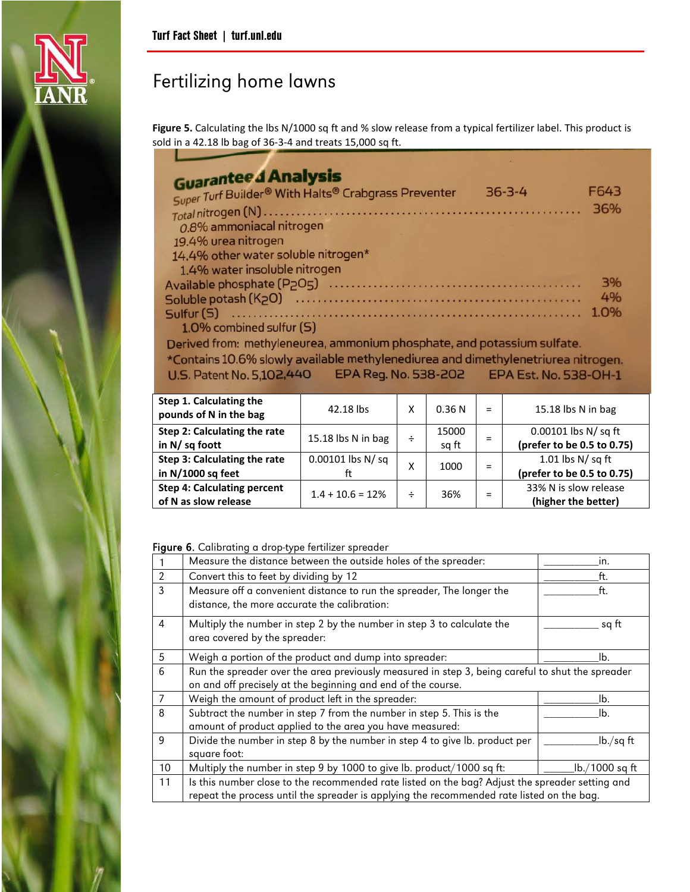# Fertilizing home lawns

**Figure 5.** Calculating the lbs N/1000 sq ft and % slow release from a typical fertilizer label. This product is sold in a 42.18 lb bag of 36-3-4 and treats 15,000 sq ft.

**Guaranteed Analysis**

Super Turf Builder® With Halts® Crabgrass Preventer 36-3-4 F643

Total nitrogen (N) ........ 36%
0.8% ammoniacal nitrogen
19.4% urea nitrogen
14.4% other water soluble nitrogen*
1.4% water insoluble nitrogen
Available phosphate ($P_2O_5$) ........ 3%
Soluble potash ($K_2O$) ........ 4%
Sulfur (S) ........ 1.0%
1.0% combined sulfur (S)

Derived from: methyleneurea, ammonium phosphate, and potassium sulfate.
*Contains 10.6% slowly available methylenediurea and dimethylenetriurea nitrogen.
U.S. Patent No. 5,102,440 EPA Reg. No. 538-202 EPA Est. No. 538-OH-1

| | | | | | |
|---|---|---|---|---|---|
| **Step 1. Calculating the pounds of N in the bag** | 42.18 lbs | X | 0.36 N | = | 15.18 lbs N in bag |
| **Step 2: Calculating the rate in N/ sq foott** | 15.18 lbs N in bag | ÷ | 15000 sq ft | = | 0.00101 lbs N/ sq ft **(prefer to be 0.5 to 0.75)** |
| **Step 3: Calculating the rate in N/1000 sq feet** | 0.00101 lbs N/ sq ft | X | 1000 | = | 1.01 lbs N/ sq ft **(prefer to be 0.5 to 0.75)** |
| **Step 4: Calculating percent of N as slow release** | 1.4 + 10.6 = 12% | ÷ | 36% | = | 33% N is slow release **(higher the better)** |

**Figure 6.** Calibrating a drop-type fertilizer spreader

| | | |
|---|---|---|
| 1 | Measure the distance between the outside holes of the spreader: | __________in. |
| 2 | Convert this to feet by dividing by 12 | __________ft. |
| 3 | Measure off a convenient distance to run the spreader, The longer the distance, the more accurate the calibration: | __________ft. |
| 4 | Multiply the number in step 2 by the number in step 3 to calculate the area covered by the spreader: | __________ sq ft |
| 5 | Weigh a portion of the product and dump into spreader: | __________lb. |
| 6 | Run the spreader over the area previously measured in step 3, being careful to shut the spreader on and off precisely at the beginning and end of the course. | |
| 7 | Weigh the amount of product left in the spreader: | __________lb. |
| 8 | Subtract the number in step 7 from the number in step 5. This is the amount of product applied to the area you have measured: | __________lb. |
| 9 | Divide the number in step 8 by the number in step 4 to give lb. product per square foot: | __________lb./sq ft |
| 10 | Multiply the number in step 9 by 1000 to give lb. product/1000 sq ft: | _____lb./1000 sq ft |
| 11 | Is this number close to the recommended rate listed on the bag? Adjust the spreader setting and repeat the process until the spreader is applying the recommended rate listed on the bag. | |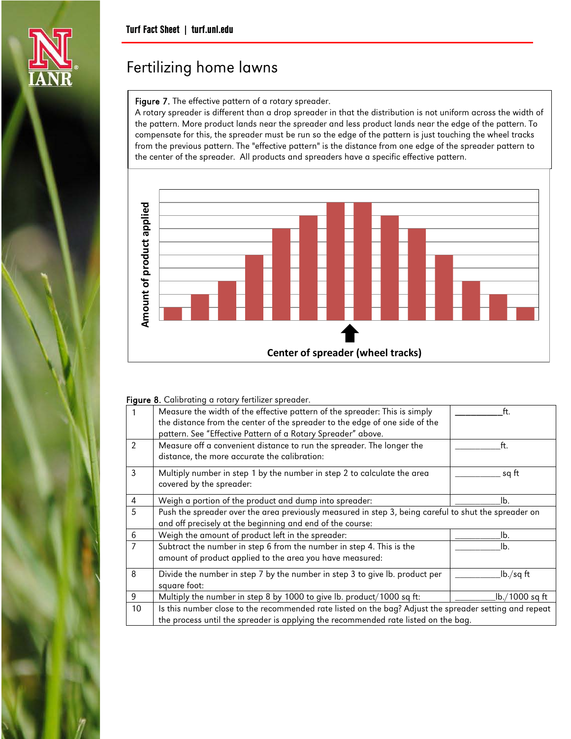# Fertilizing home lawns

**Figure 7.** The effective pattern of a rotary spreader.
A rotary spreader is different than a drop spreader in that the distribution is not uniform across the width of the pattern. More product lands near the spreader and less product lands near the edge of the pattern. To compensate for this, the spreader must be run so the edge of the pattern is just touching the wheel tracks from the previous pattern. The "effective pattern" is the distance from one edge of the spreader pattern to the center of the spreader. All products and spreaders have a specific effective pattern.

Amount of product applied

Center of spreader (wheel tracks)

**Figure 8.** Calibrating a rotary fertilizer spreader.

| | | |
|---|---|---|
| 1 | Measure the width of the effective pattern of the spreader: This is simply the distance from the center of the spreader to the edge of one side of the pattern. See "Effective Pattern of a Rotary Spreader" above. | __________ft. |
| 2 | Measure off a convenient distance to run the spreader. The longer the distance, the more accurate the calibration: | __________ft. |
| 3 | Multiply number in step 1 by the number in step 2 to calculate the area covered by the spreader: | __________ sq ft |
| 4 | Weigh a portion of the product and dump into spreader: | __________lb. |
| 5 | Push the spreader over the area previously measured in step 3, being careful to shut the spreader on and off precisely at the beginning and end of the course: | |
| 6 | Weigh the amount of product left in the spreader: | __________lb. |
| 7 | Subtract the number in step 6 from the number in step 4. This is the amount of product applied to the area you have measured: | __________lb. |
| 8 | Divide the number in step 7 by the number in step 3 to give lb. product per square foot: | __________lb./sq ft |
| 9 | Multiply the number in step 8 by 1000 to give lb. product/1000 sq ft: | __________lb./1000 sq ft |
| 10 | Is this number close to the recommended rate listed on the bag? Adjust the spreader setting and repeat the process until the spreader is applying the recommended rate listed on the bag. | |